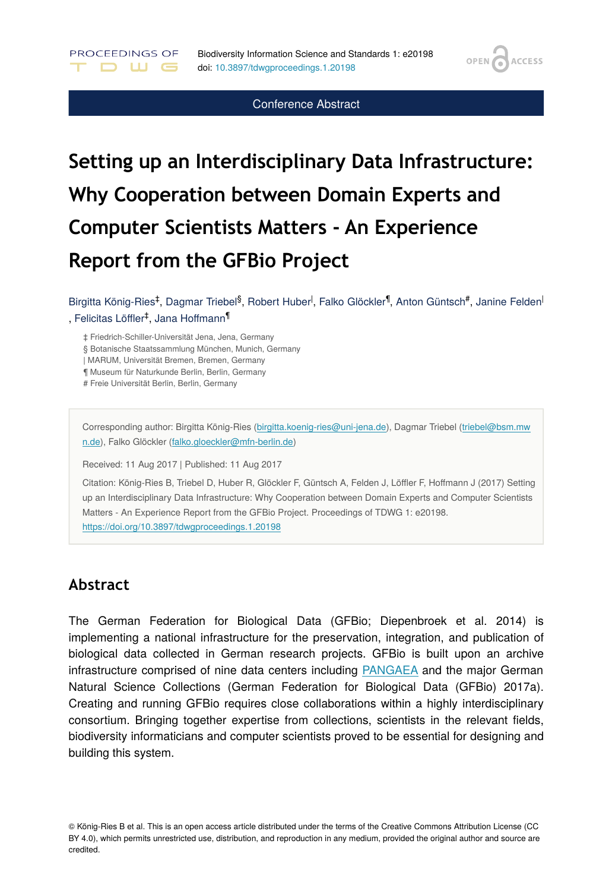Conference Abstract

# Setting up an Interdisciplinary Data Infrastructure: Why Cooperation between Domain Experts and Computer Scientists Matters - An Experience Report from the GFBio Project

Birgitta König-Ries[‡], Dagmar Triebel[§], Robert Huber[|], Falko Glöckler[¶], Anton Güntsch[#], Janine Felden[|], Felicitas Löffler[‡], Jana Hoffmann[¶]

‡ Friedrich-Schiller-Universität Jena, Jena, Germany
§ Botanische Staatssammlung München, Munich, Germany
| MARUM, Universität Bremen, Bremen, Germany
¶ Museum für Naturkunde Berlin, Berlin, Germany
# Freie Universität Berlin, Berlin, Germany

Corresponding author: Birgitta König-Ries (birgitta.koenig-ries@uni-jena.de), Dagmar Triebel (triebel@bsm.mwn.de), Falko Glöckler (falko.gloeckler@mfn-berlin.de)

Received: 11 Aug 2017 | Published: 11 Aug 2017

Citation: König-Ries B, Triebel D, Huber R, Glöckler F, Güntsch A, Felden J, Löffler F, Hoffmann J (2017) Setting up an Interdisciplinary Data Infrastructure: Why Cooperation between Domain Experts and Computer Scientists Matters - An Experience Report from the GFBio Project. Proceedings of TDWG 1: e20198. https://doi.org/10.3897/tdwgproceedings.1.20198

## Abstract

The German Federation for Biological Data (GFBio; Diepenbroek et al. 2014) is implementing a national infrastructure for the preservation, integration, and publication of biological data collected in German research projects. GFBio is built upon an archive infrastructure comprised of nine data centers including PANGAEA and the major German Natural Science Collections (German Federation for Biological Data (GFBio) 2017a). Creating and running GFBio requires close collaborations within a highly interdisciplinary consortium. Bringing together expertise from collections, scientists in the relevant fields, biodiversity informaticians and computer scientists proved to be essential for designing and building this system.

© König-Ries B et al. This is an open access article distributed under the terms of the Creative Commons Attribution License (CC BY 4.0), which permits unrestricted use, distribution, and reproduction in any medium, provided the original author and source are credited.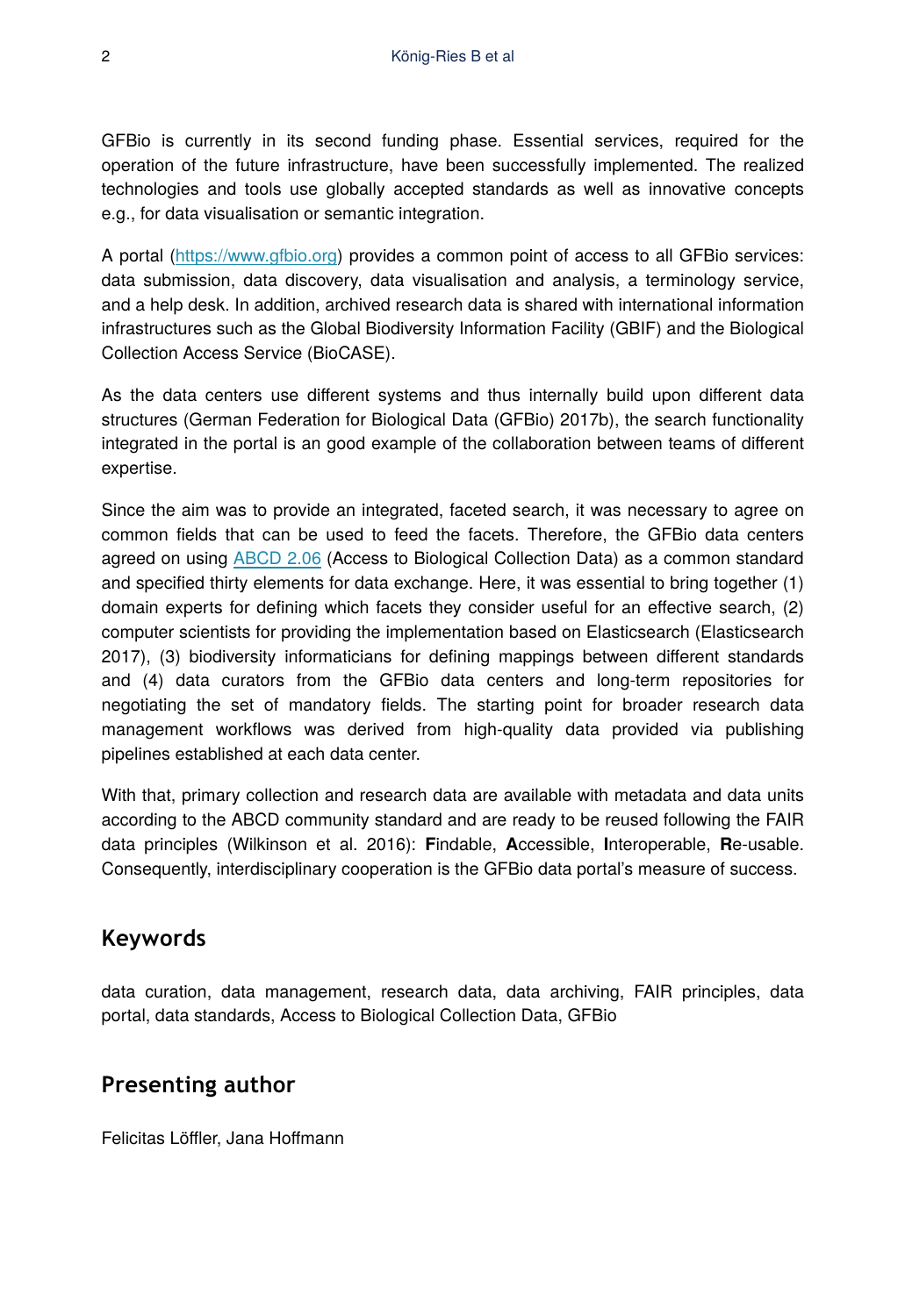GFBio is currently in its second funding phase. Essential services, required for the operation of the future infrastructure, have been successfully implemented. The realized technologies and tools use globally accepted standards as well as innovative concepts e.g., for data visualisation or semantic integration.

A portal (https://www.gfbio.org) provides a common point of access to all GFBio services: data submission, data discovery, data visualisation and analysis, a terminology service, and a help desk. In addition, archived research data is shared with international information infrastructures such as the Global Biodiversity Information Facility (GBIF) and the Biological Collection Access Service (BioCASE).

As the data centers use different systems and thus internally build upon different data structures (German Federation for Biological Data (GFBio) 2017b), the search functionality integrated in the portal is an good example of the collaboration between teams of different expertise.

Since the aim was to provide an integrated, faceted search, it was necessary to agree on common fields that can be used to feed the facets. Therefore, the GFBio data centers agreed on using ABCD 2.06 (Access to Biological Collection Data) as a common standard and specified thirty elements for data exchange. Here, it was essential to bring together (1) domain experts for defining which facets they consider useful for an effective search, (2) computer scientists for providing the implementation based on Elasticsearch (Elasticsearch 2017), (3) biodiversity informaticians for defining mappings between different standards and (4) data curators from the GFBio data centers and long-term repositories for negotiating the set of mandatory fields. The starting point for broader research data management workflows was derived from high-quality data provided via publishing pipelines established at each data center.

With that, primary collection and research data are available with metadata and data units according to the ABCD community standard and are ready to be reused following the FAIR data principles (Wilkinson et al. 2016): **F**indable, **A**ccessible, **I**nteroperable, **R**e-usable. Consequently, interdisciplinary cooperation is the GFBio data portal's measure of success.

## Keywords

data curation, data management, research data, data archiving, FAIR principles, data portal, data standards, Access to Biological Collection Data, GFBio

## Presenting author

Felicitas Löffler, Jana Hoffmann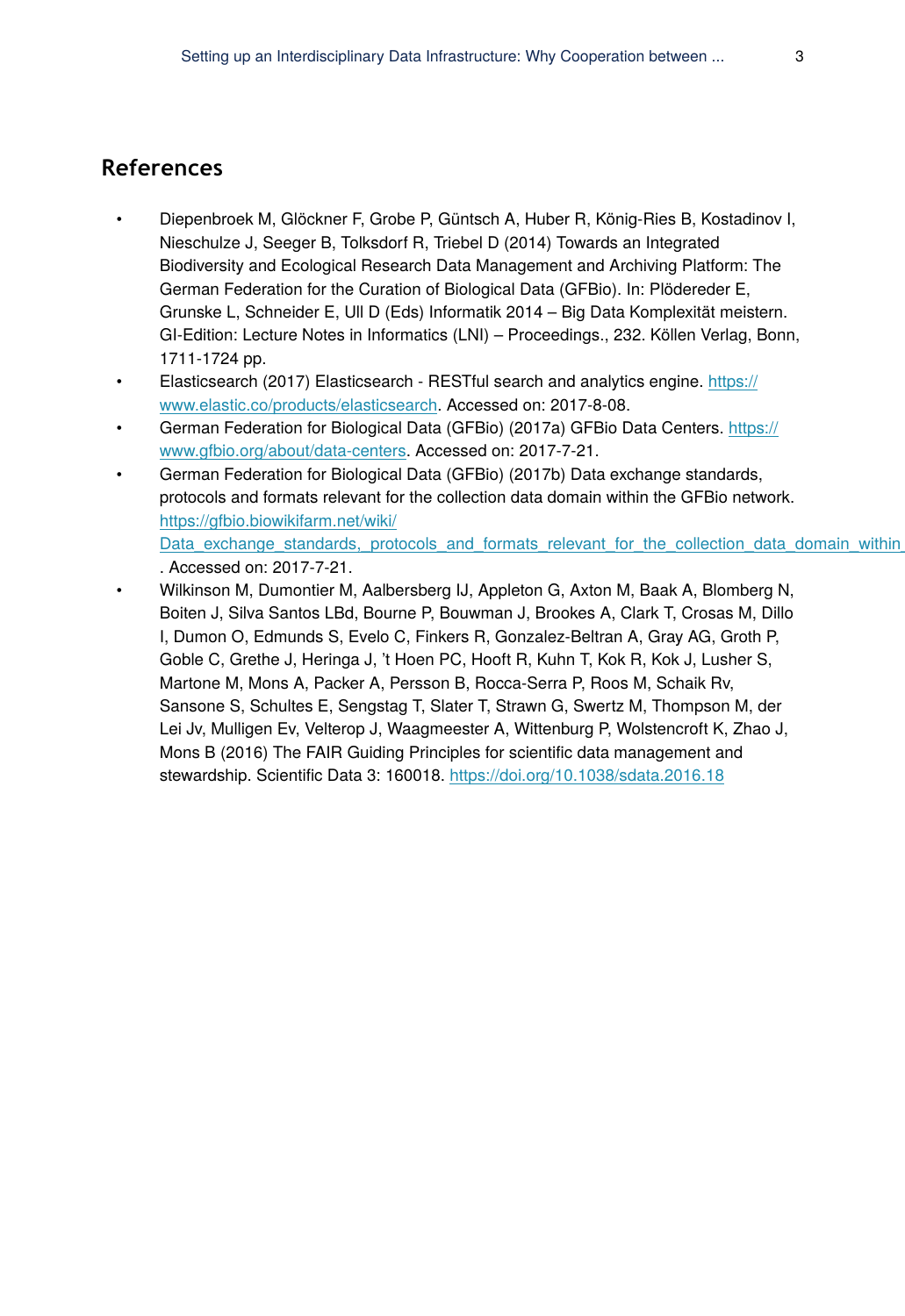## References

- Diepenbroek M, Glöckner F, Grobe P, Güntsch A, Huber R, König-Ries B, Kostadinov I, Nieschulze J, Seeger B, Tolksdorf R, Triebel D (2014) Towards an Integrated Biodiversity and Ecological Research Data Management and Archiving Platform: The German Federation for the Curation of Biological Data (GFBio). In: Plödereder E, Grunske L, Schneider E, Ull D (Eds) Informatik 2014 – Big Data Komplexität meistern. GI-Edition: Lecture Notes in Informatics (LNI) – Proceedings., 232. Köllen Verlag, Bonn, 1711-1724 pp.
- Elasticsearch (2017) Elasticsearch - RESTful search and analytics engine. https://www.elastic.co/products/elasticsearch. Accessed on: 2017-8-08.
- German Federation for Biological Data (GFBio) (2017a) GFBio Data Centers. https://www.gfbio.org/about/data-centers. Accessed on: 2017-7-21.
- German Federation for Biological Data (GFBio) (2017b) Data exchange standards, protocols and formats relevant for the collection data domain within the GFBio network. https://gfbio.biowikifarm.net/wiki/Data_exchange_standards,_protocols_and_formats_relevant_for_the_collection_data_domain_within . Accessed on: 2017-7-21.
- Wilkinson M, Dumontier M, Aalbersberg IJ, Appleton G, Axton M, Baak A, Blomberg N, Boiten J, Silva Santos LBd, Bourne P, Bouwman J, Brookes A, Clark T, Crosas M, Dillo I, Dumon O, Edmunds S, Evelo C, Finkers R, Gonzalez-Beltran A, Gray AG, Groth P, Goble C, Grethe J, Heringa J, 't Hoen PC, Hooft R, Kuhn T, Kok R, Kok J, Lusher S, Martone M, Mons A, Packer A, Persson B, Rocca-Serra P, Roos M, Schaik Rv, Sansone S, Schultes E, Sengstag T, Slater T, Strawn G, Swertz M, Thompson M, der Lei Jv, Mulligen Ev, Velterop J, Waagmeester A, Wittenburg P, Wolstencroft K, Zhao J, Mons B (2016) The FAIR Guiding Principles for scientific data management and stewardship. Scientific Data 3: 160018. https://doi.org/10.1038/sdata.2016.18